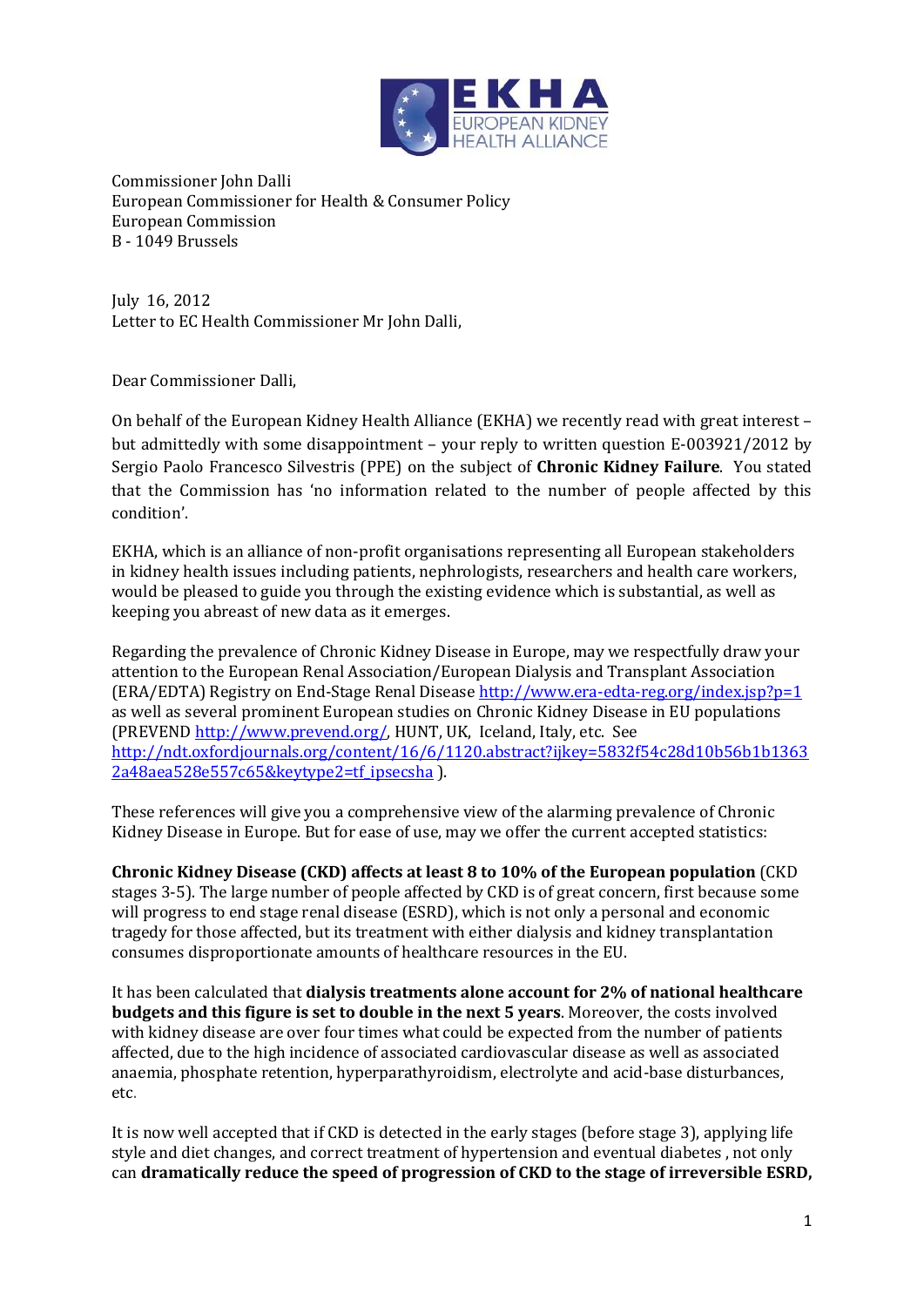Commissioner John Dalli
European Commissioner for Health & Consumer Policy
European Commission
B - 1049 Brussels

July 16, 2012
Letter to EC Health Commissioner Mr John Dalli,

Dear Commissioner Dalli,

On behalf of the European Kidney Health Alliance (EKHA) we recently read with great interest – but admittedly with some disappointment – your reply to written question E-003921/2012 by Sergio Paolo Francesco Silvestris (PPE) on the subject of **Chronic Kidney Failure**. You stated that the Commission has 'no information related to the number of people affected by this condition'.

EKHA, which is an alliance of non-profit organisations representing all European stakeholders in kidney health issues including patients, nephrologists, researchers and health care workers, would be pleased to guide you through the existing evidence which is substantial, as well as keeping you abreast of new data as it emerges.

Regarding the prevalence of Chronic Kidney Disease in Europe, may we respectfully draw your attention to the European Renal Association/European Dialysis and Transplant Association (ERA/EDTA) Registry on End-Stage Renal Disease http://www.era-edta-reg.org/index.jsp?p=1 as well as several prominent European studies on Chronic Kidney Disease in EU populations (PREVEND http://www.prevend.org/, HUNT, UK, Iceland, Italy, etc. See http://ndt.oxfordjournals.org/content/16/6/1120.abstract?ijkey=5832f54c28d10b56b1b13632a48aea528e557c65&keytype2=tf_ipsecsha ).

These references will give you a comprehensive view of the alarming prevalence of Chronic Kidney Disease in Europe. But for ease of use, may we offer the current accepted statistics:

**Chronic Kidney Disease (CKD) affects at least 8 to 10% of the European population** (CKD stages 3-5). The large number of people affected by CKD is of great concern, first because some will progress to end stage renal disease (ESRD), which is not only a personal and economic tragedy for those affected, but its treatment with either dialysis and kidney transplantation consumes disproportionate amounts of healthcare resources in the EU.

It has been calculated that **dialysis treatments alone account for 2% of national healthcare budgets and this figure is set to double in the next 5 years**. Moreover, the costs involved with kidney disease are over four times what could be expected from the number of patients affected, due to the high incidence of associated cardiovascular disease as well as associated anaemia, phosphate retention, hyperparathyroidism, electrolyte and acid-base disturbances, etc.

It is now well accepted that if CKD is detected in the early stages (before stage 3), applying life style and diet changes, and correct treatment of hypertension and eventual diabetes , not only can **dramatically reduce the speed of progression of CKD to the stage of irreversible ESRD,**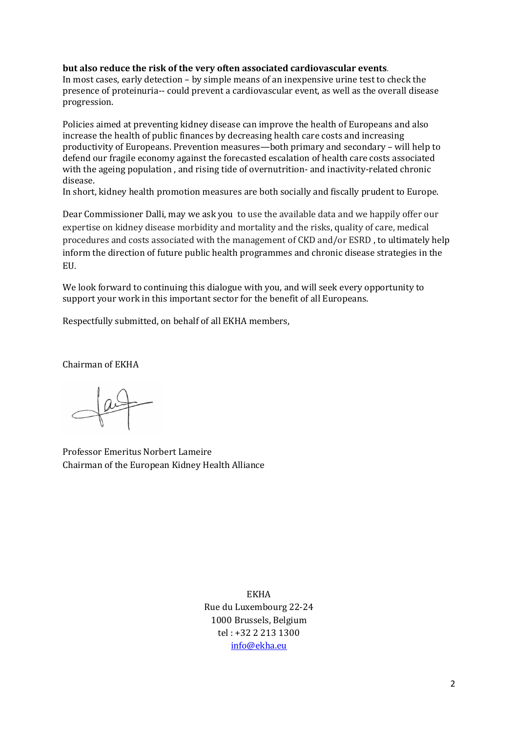**but also reduce the risk of the very often associated cardiovascular events**.
In most cases, early detection – by simple means of an inexpensive urine test to check the presence of proteinuria-- could prevent a cardiovascular event, as well as the overall disease progression.

Policies aimed at preventing kidney disease can improve the health of Europeans and also increase the health of public finances by decreasing health care costs and increasing productivity of Europeans. Prevention measures—both primary and secondary – will help to defend our fragile economy against the forecasted escalation of health care costs associated with the ageing population , and rising tide of overnutrition- and inactivity-related chronic disease.
In short, kidney health promotion measures are both socially and fiscally prudent to Europe.

Dear Commissioner Dalli, may we ask you to use the available data and we happily offer our expertise on kidney disease morbidity and mortality and the risks, quality of care, medical procedures and costs associated with the management of CKD and/or ESRD , to ultimately help inform the direction of future public health programmes and chronic disease strategies in the EU.

We look forward to continuing this dialogue with you, and will seek every opportunity to support your work in this important sector for the benefit of all Europeans.

Respectfully submitted, on behalf of all EKHA members,

Chairman of EKHA

Professor Emeritus Norbert Lameire
Chairman of the European Kidney Health Alliance

EKHA
Rue du Luxembourg 22-24
1000 Brussels, Belgium
tel : +32 2 213 1300
info@ekha.eu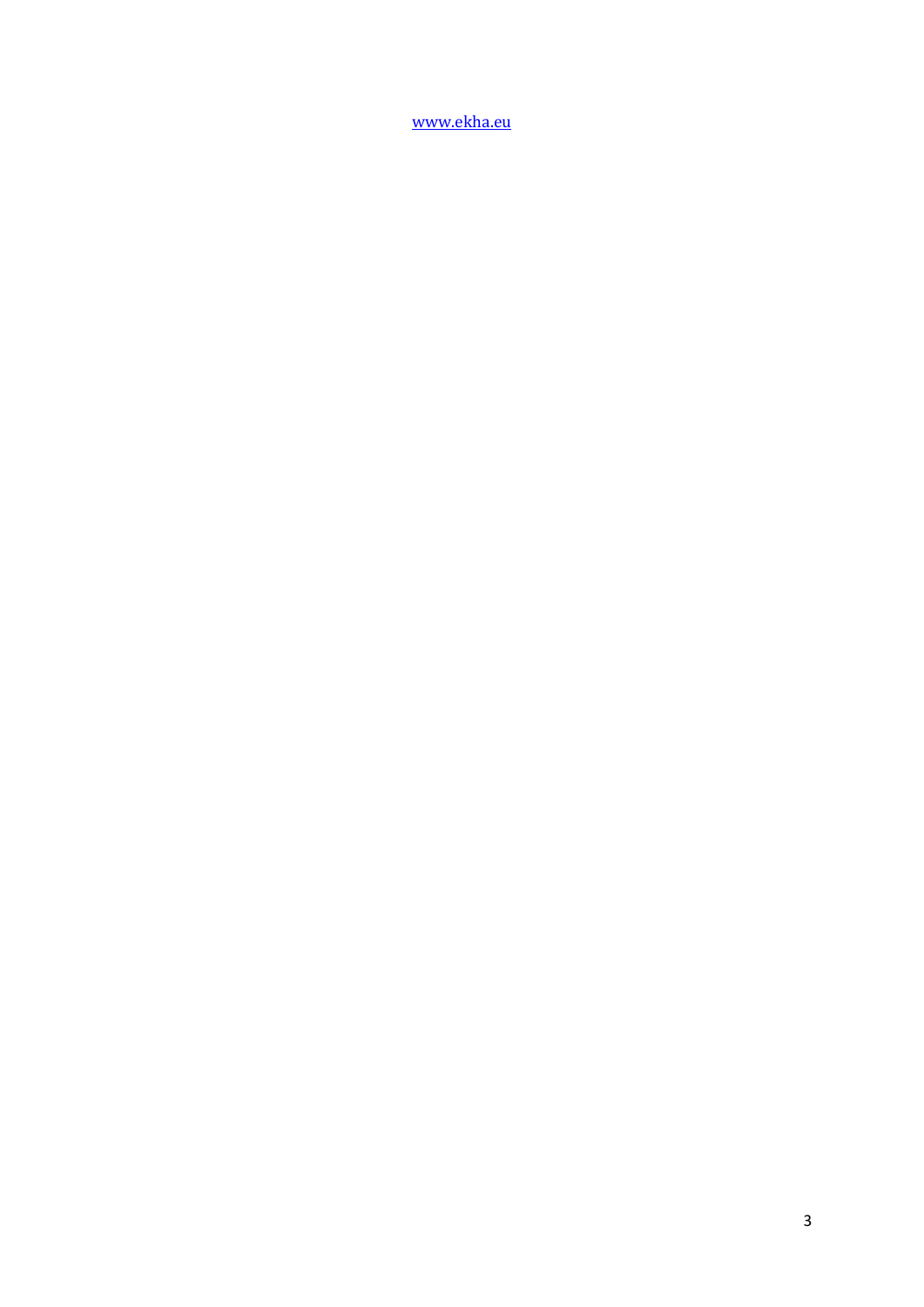www.ekha.eu